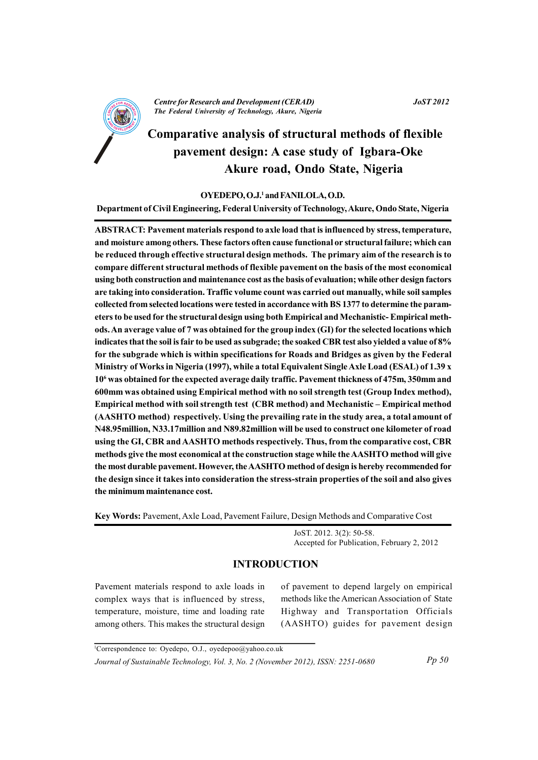# Comparative analysis of structural methods of flexible pavement design: A case study of Igbara-Oke Akure road, Ondo State, Nigeria

**OYEDEPO, O.J.[1] and FANILOLA, O.D.**

**Department of Civil Engineering, Federal University of Technology, Akure, Ondo State, Nigeria**

**ABSTRACT: Pavement materials respond to axle load that is influenced by stress, temperature, and moisture among others. These factors often cause functional or structural failure; which can be reduced through effective structural design methods. The primary aim of the research is to compare different structural methods of flexible pavement on the basis of the most economical using both construction and maintenance cost as the basis of evaluation; while other design factors are taking into consideration. Traffic volume count was carried out manually, while soil samples collected from selected locations were tested in accordance with BS 1377 to determine the parameters to be used for the structural design using both Empirical and Mechanistic- Empirical methods. An average value of 7 was obtained for the group index (GI) for the selected locations which indicates that the soil is fair to be used as subgrade; the soaked CBR test also yielded a value of 8% for the subgrade which is within specifications for Roads and Bridges as given by the Federal Ministry of Works in Nigeria (1997), while a total Equivalent Single Axle Load (ESAL) of 1.39 x $10^6$ was obtained for the expected average daily traffic. Pavement thickness of 475m, 350mm and 600mm was obtained using Empirical method with no soil strength test (Group Index method), Empirical method with soil strength test (CBR method) and Mechanistic – Empirical method (AASHTO method) respectively. Using the prevailing rate in the study area, a total amount of N48.95million, N33.17million and N89.82million will be used to construct one kilometer of road using the GI, CBR and AASHTO methods respectively. Thus, from the comparative cost, CBR methods give the most economical at the construction stage while the AASHTO method will give the most durable pavement. However, the AASHTO method of design is hereby recommended for the design since it takes into consideration the stress-strain properties of the soil and also gives the minimum maintenance cost.**

**Key Words:** Pavement, Axle Load, Pavement Failure, Design Methods and Comparative Cost

JoST. 2012. 3(2): 50-58.
Accepted for Publication, February 2, 2012

## INTRODUCTION

Pavement materials respond to axle loads in complex ways that is influenced by stress, temperature, moisture, time and loading rate among others. This makes the structural design of pavement to depend largely on empirical methods like the American Association of State Highway and Transportation Officials (AASHTO) guides for pavement design

[1]Correspondence to: Oyedepo, O.J., oyedepoo@yahoo.co.uk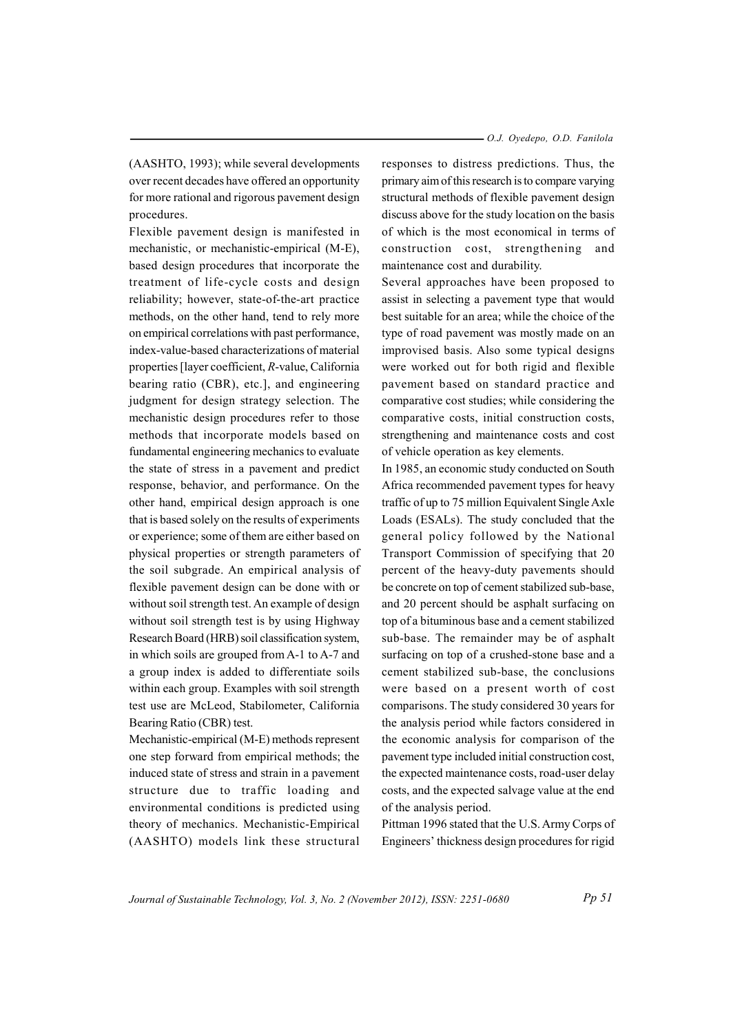(AASHTO, 1993); while several developments over recent decades have offered an opportunity for more rational and rigorous pavement design procedures.

Flexible pavement design is manifested in mechanistic, or mechanistic-empirical (M-E), based design procedures that incorporate the treatment of life-cycle costs and design reliability; however, state-of-the-art practice methods, on the other hand, tend to rely more on empirical correlations with past performance, index-value-based characterizations of material properties [layer coefficient, *R*-value, California bearing ratio (CBR), etc.], and engineering judgment for design strategy selection. The mechanistic design procedures refer to those methods that incorporate models based on fundamental engineering mechanics to evaluate the state of stress in a pavement and predict response, behavior, and performance. On the other hand, empirical design approach is one that is based solely on the results of experiments or experience; some of them are either based on physical properties or strength parameters of the soil subgrade. An empirical analysis of flexible pavement design can be done with or without soil strength test. An example of design without soil strength test is by using Highway Research Board (HRB) soil classification system, in which soils are grouped from A-1 to A-7 and a group index is added to differentiate soils within each group. Examples with soil strength test use are McLeod, Stabilometer, California Bearing Ratio (CBR) test.

Mechanistic-empirical (M-E) methods represent one step forward from empirical methods; the induced state of stress and strain in a pavement structure due to traffic loading and environmental conditions is predicted using theory of mechanics. Mechanistic-Empirical (AASHTO) models link these structural responses to distress predictions. Thus, the primary aim of this research is to compare varying structural methods of flexible pavement design discuss above for the study location on the basis of which is the most economical in terms of construction cost, strengthening and maintenance cost and durability.

Several approaches have been proposed to assist in selecting a pavement type that would best suitable for an area; while the choice of the type of road pavement was mostly made on an improvised basis. Also some typical designs were worked out for both rigid and flexible pavement based on standard practice and comparative cost studies; while considering the comparative costs, initial construction costs, strengthening and maintenance costs and cost of vehicle operation as key elements.

In 1985, an economic study conducted on South Africa recommended pavement types for heavy traffic of up to 75 million Equivalent Single Axle Loads (ESALs). The study concluded that the general policy followed by the National Transport Commission of specifying that 20 percent of the heavy-duty pavements should be concrete on top of cement stabilized sub-base, and 20 percent should be asphalt surfacing on top of a bituminous base and a cement stabilized sub-base. The remainder may be of asphalt surfacing on top of a crushed-stone base and a cement stabilized sub-base, the conclusions were based on a present worth of cost comparisons. The study considered 30 years for the analysis period while factors considered in the economic analysis for comparison of the pavement type included initial construction cost, the expected maintenance costs, road-user delay costs, and the expected salvage value at the end of the analysis period.

Pittman 1996 stated that the U.S. Army Corps of Engineers' thickness design procedures for rigid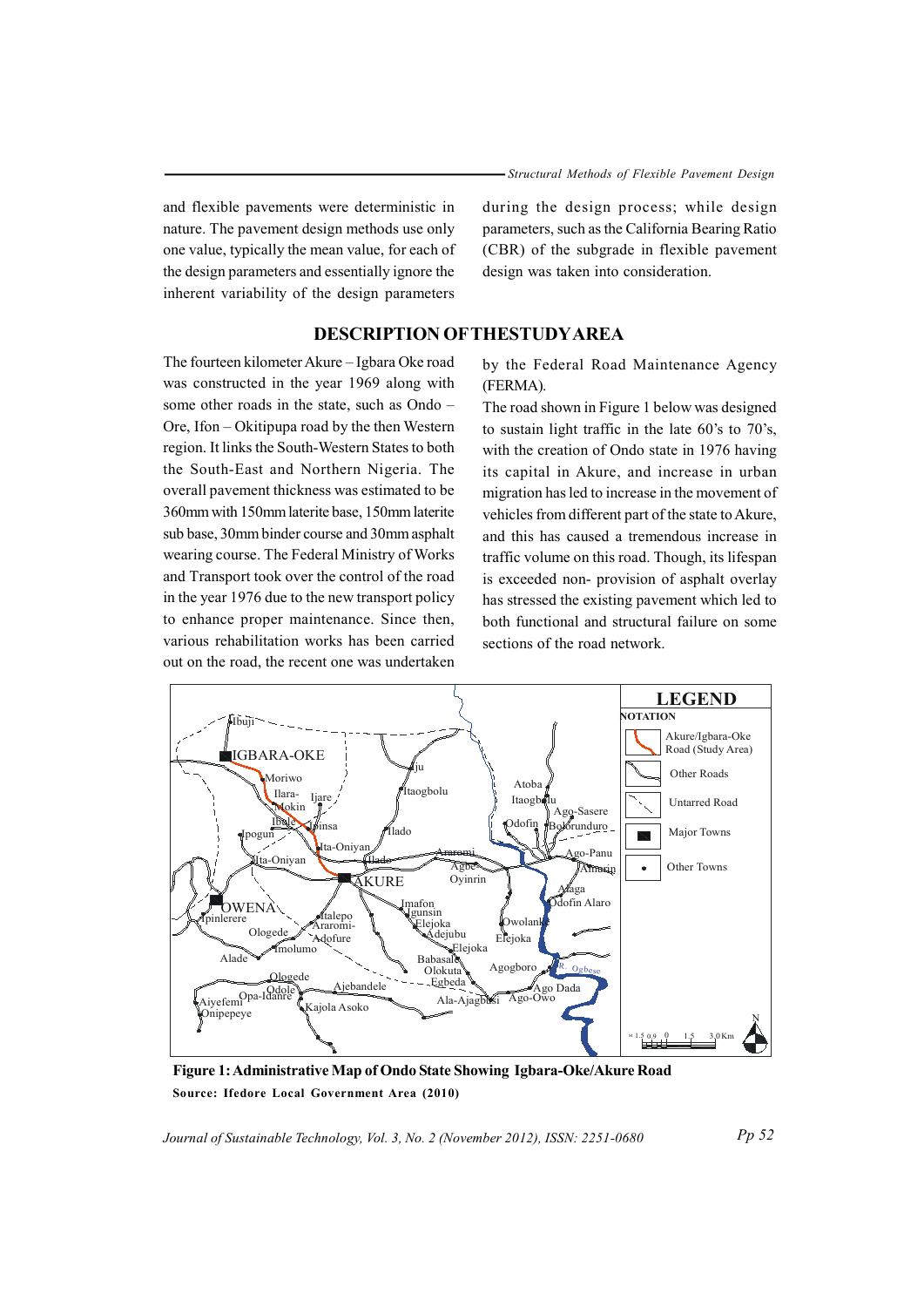and flexible pavements were deterministic in nature. The pavement design methods use only one value, typically the mean value, for each of the design parameters and essentially ignore the inherent variability of the design parameters during the design process; while design parameters, such as the California Bearing Ratio (CBR) of the subgrade in flexible pavement design was taken into consideration.

## DESCRIPTION OF THE STUDY AREA

The fourteen kilometer Akure – Igbara Oke road was constructed in the year 1969 along with some other roads in the state, such as Ondo – Ore, Ifon – Okitipupa road by the then Western region. It links the South-Western States to both the South-East and Northern Nigeria. The overall pavement thickness was estimated to be 360mm with 150mm laterite base, 150mm laterite sub base, 30mm binder course and 30mm asphalt wearing course. The Federal Ministry of Works and Transport took over the control of the road in the year 1976 due to the new transport policy to enhance proper maintenance. Since then, various rehabilitation works has been carried out on the road, the recent one was undertaken by the Federal Road Maintenance Agency (FERMA).

The road shown in Figure 1 below was designed to sustain light traffic in the late 60's to 70's, with the creation of Ondo state in 1976 having its capital in Akure, and increase in urban migration has led to increase in the movement of vehicles from different part of the state to Akure, and this has caused a tremendous increase in traffic volume on this road. Though, its lifespan is exceeded non- provision of asphalt overlay has stressed the existing pavement which led to both functional and structural failure on some sections of the road network.

**Figure 1: Administrative Map of Ondo State Showing Igbara-Oke/Akure Road**

**Source: Ifedore Local Government Area (2010)**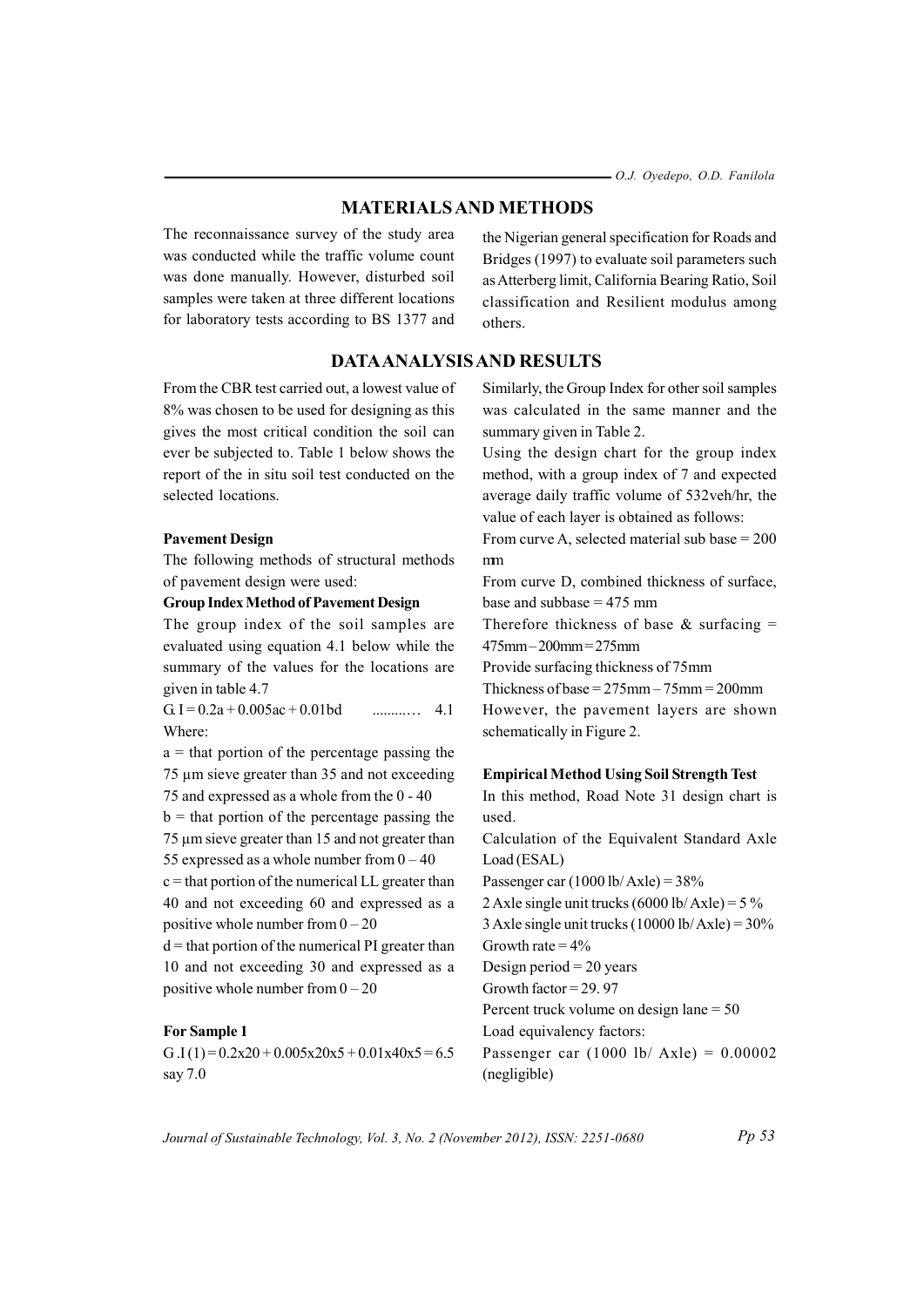## MATERIALS AND METHODS

The reconnaissance survey of the study area was conducted while the traffic volume count was done manually. However, disturbed soil samples were taken at three different locations for laboratory tests according to BS 1377 and the Nigerian general specification for Roads and Bridges (1997) to evaluate soil parameters such as Atterberg limit, California Bearing Ratio, Soil classification and Resilient modulus among others.

## DATA ANALYSIS AND RESULTS

From the CBR test carried out, a lowest value of 8% was chosen to be used for designing as this gives the most critical condition the soil can ever be subjected to. Table 1 below shows the report of the in situ soil test conducted on the selected locations.

**Pavement Design**

The following methods of structural methods of pavement design were used:

**Group Index Method of Pavement Design**

The group index of the soil samples are evaluated using equation 4.1 below while the summary of the values for the locations are given in table 4.7

$$G.I = 0.2a + 0.005ac + 0.01bd \quad \text{.........} \quad 4.1$$

Where:

$a$ = that portion of the percentage passing the 75 µm sieve greater than 35 and not exceeding 75 and expressed as a whole from the 0 - 40

$b$ = that portion of the percentage passing the 75 µm sieve greater than 15 and not greater than 55 expressed as a whole number from 0 – 40

$c$ = that portion of the numerical LL greater than 40 and not exceeding 60 and expressed as a positive whole number from 0 – 20

$d$ = that portion of the numerical PI greater than 10 and not exceeding 30 and expressed as a positive whole number from 0 – 20

**For Sample 1**

$G.I(1) = 0.2x20 + 0.005x20x5 + 0.01x40x5 = 6.5$ say 7.0

Similarly, the Group Index for other soil samples was calculated in the same manner and the summary given in Table 2.

Using the design chart for the group index method, with a group index of 7 and expected average daily traffic volume of 532veh/hr, the value of each layer is obtained as follows:

From curve A, selected material sub base = 200 mm

From curve D, combined thickness of surface, base and subbase = 475 mm

Therefore thickness of base & surfacing = 475mm – 200mm = 275mm

Provide surfacing thickness of 75mm

Thickness of base = 275mm – 75mm = 200mm

However, the pavement layers are shown schematically in Figure 2.

**Empirical Method Using Soil Strength Test**

In this method, Road Note 31 design chart is used.

Calculation of the Equivalent Standard Axle Load (ESAL)

Passenger car (1000 lb/ Axle) = 38%

2 Axle single unit trucks (6000 lb/ Axle) = 5 %

3 Axle single unit trucks (10000 lb/ Axle) = 30%

Growth rate = 4%

Design period = 20 years

Growth factor = 29. 97

Percent truck volume on design lane = 50

Load equivalency factors:

Passenger car (1000 lb/ Axle) = 0.00002 (negligible)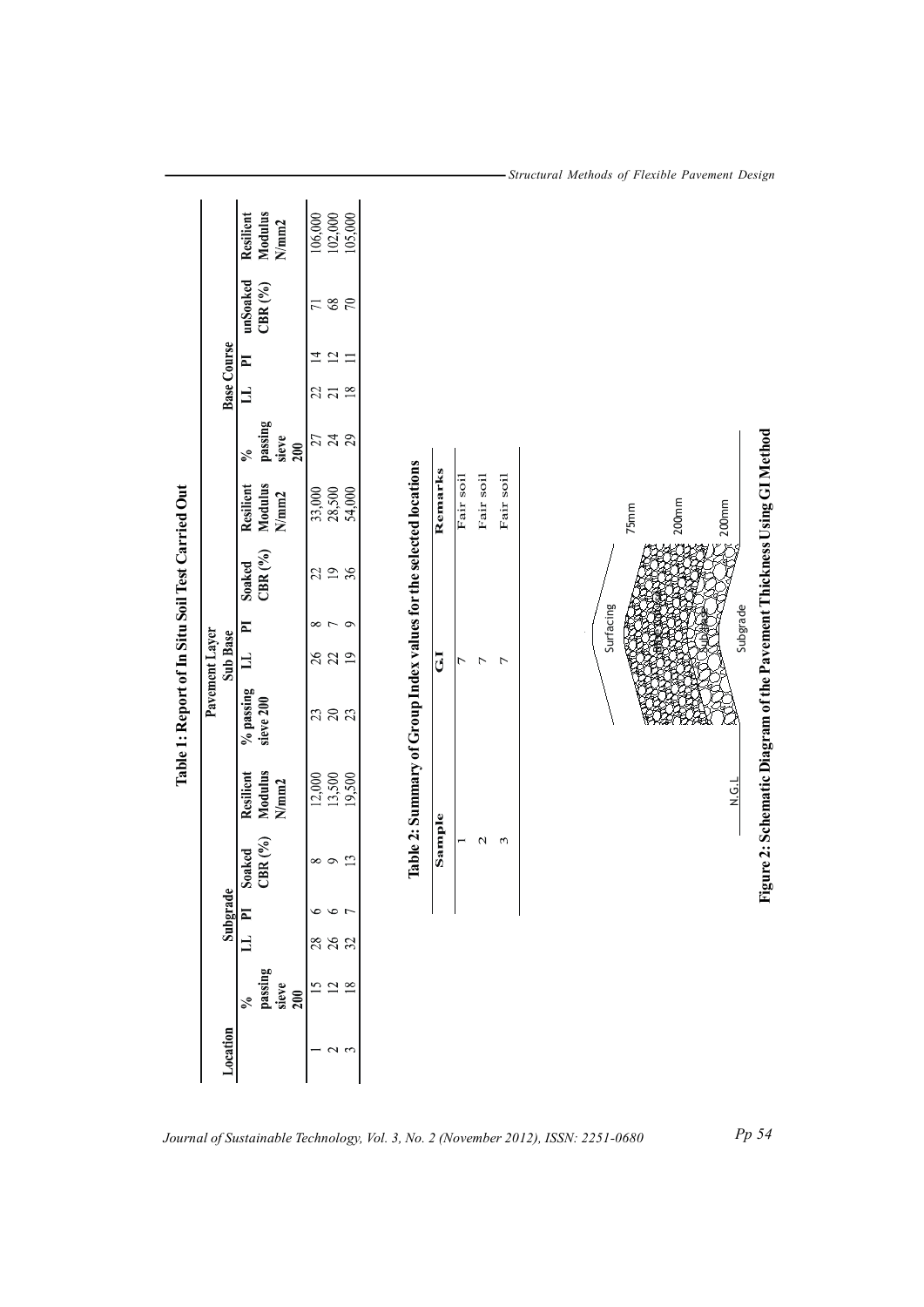**Table 1: Report of In Situ Soil Test Carried Out**

| Location | Subgrade | | | | | Pavement Layer Sub Base | | | | | Base Course | | | | |
|---|---|---|---|---|---|---|---|---|---|---|---|---|---|---|---|
| | % passing sieve 200 | LL | PI | Soaked CBR (%) | Resilient Modulus N/mm2 | % passing sieve 200 | LL | PI | Soaked CBR (%) | Resilient Modulus N/mm2 | % passing sieve 200 | LL | PI | unSoaked CBR (%) | Resilient Modulus N/mm2 |
| 1 | 15 | 28 | 6 | 8 | 12,000 | 23 | 26 | 8 | 22 | 33,000 | 27 | 22 | 14 | 71 | 106,000 |
| 2 | 12 | 26 | 6 | 9 | 13,500 | 20 | 22 | 7 | 19 | 28,500 | 24 | 21 | 12 | 68 | 102,000 |
| 3 | 18 | 32 | 7 | 13 | 19,500 | 23 | 19 | 9 | 36 | 54,000 | 29 | 18 | 11 | 70 | 105,000 |

**Table 2: Summary of Group Index values for the selected locations**

| Sample | G.I | Remarks |
|---|---|---|
| 1 | 7 | Fair soil |
| 2 | 7 | Fair soil |
| 3 | 7 | Fair soil |

**Figure 2: Schematic Diagram of the Pavement Thickness Using GI Method**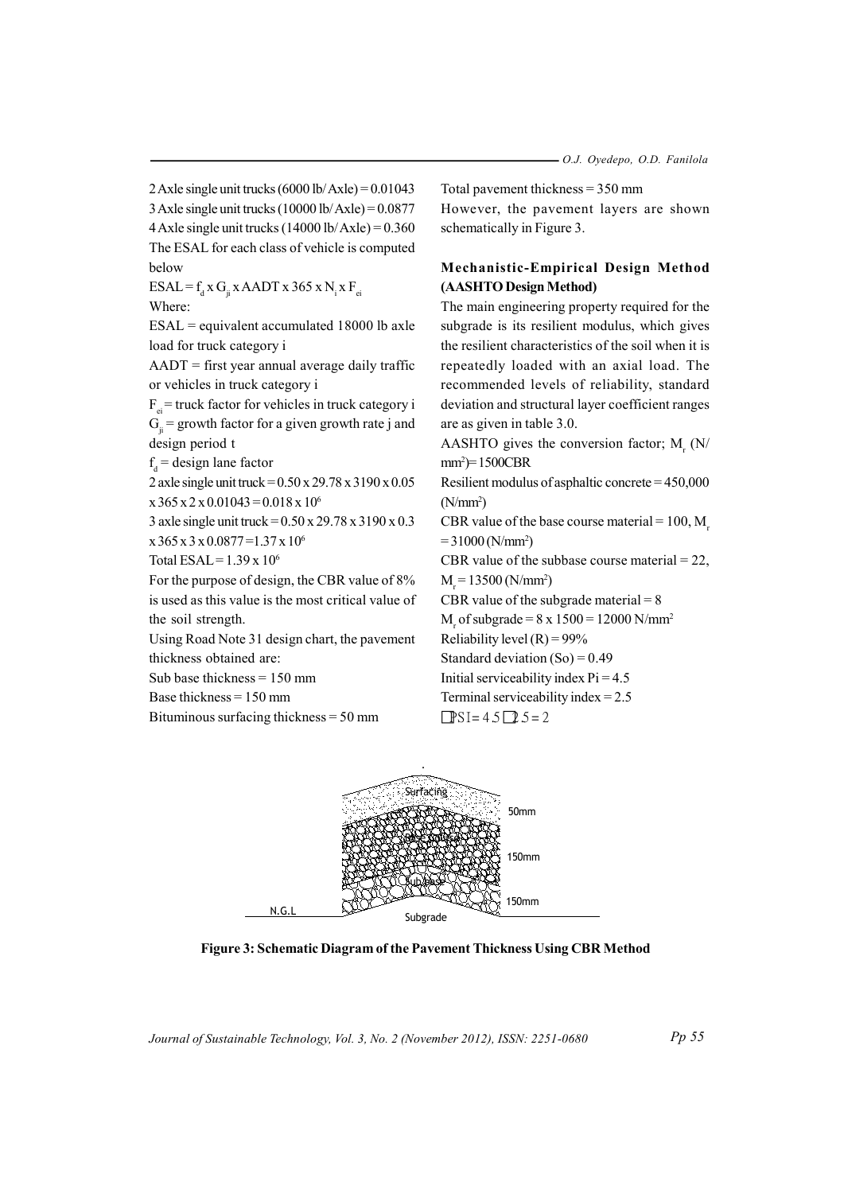2 Axle single unit trucks (6000 lb/Axle) = 0.01043

3 Axle single unit trucks (10000 lb/Axle) = 0.0877

4 Axle single unit trucks (14000 lb/Axle) = 0.360

The ESAL for each class of vehicle is computed below

$ESAL = f_d \times G_{ji} \times AADT \times 365 \times N_i \times F_{ei}$

Where:

ESAL = equivalent accumulated 18000 lb axle load for truck category i

AADT = first year annual average daily traffic or vehicles in truck category i

$F_{ei}$ = truck factor for vehicles in truck category i

$G_{ji}$ = growth factor for a given growth rate j and design period t

$f_d$ = design lane factor

2 axle single unit truck = $0.50 \times 29.78 \times 3190 \times 0.05 \times 365 \times 2 \times 0.01043 = 0.018 \times 10^6$

3 axle single unit truck = $0.50 \times 29.78 \times 3190 \times 0.3 \times 365 \times 3 \times 0.0877 = 1.37 \times 10^6$

Total ESAL = $1.39 \times 10^6$

For the purpose of design, the CBR value of 8% is used as this value is the most critical value of the soil strength.

Using Road Note 31 design chart, the pavement thickness obtained are:

Sub base thickness = 150 mm

Base thickness = 150 mm

Bituminous surfacing thickness = 50 mm

Total pavement thickness = 350 mm

However, the pavement layers are shown schematically in Figure 3.

## Mechanistic-Empirical Design Method (AASHTO Design Method)

The main engineering property required for the subgrade is its resilient modulus, which gives the resilient characteristics of the soil when it is repeatedly loaded with an axial load. The recommended levels of reliability, standard deviation and structural layer coefficient ranges are as given in table 3.0.

AASHTO gives the conversion factor; $M_r$ (N/mm$^2$) = 1500CBR

Resilient modulus of asphaltic concrete = 450,000 (N/mm$^2$)

CBR value of the base course material = 100, $M_r$ = 31000 (N/mm$^2$)

CBR value of the subbase course material = 22, $M_r$ = 13500 (N/mm$^2$)

CBR value of the subgrade material = 8

$M_r$ of subgrade = 8 x 1500 = 12000 N/mm$^2$

Reliability level (R) = 99%

Standard deviation (So) = 0.49

Initial serviceability index Pi = 4.5

Terminal serviceability index = 2.5

$\Delta PSI = 4.5 - 2.5 = 2$

**Figure 3: Schematic Diagram of the Pavement Thickness Using CBR Method**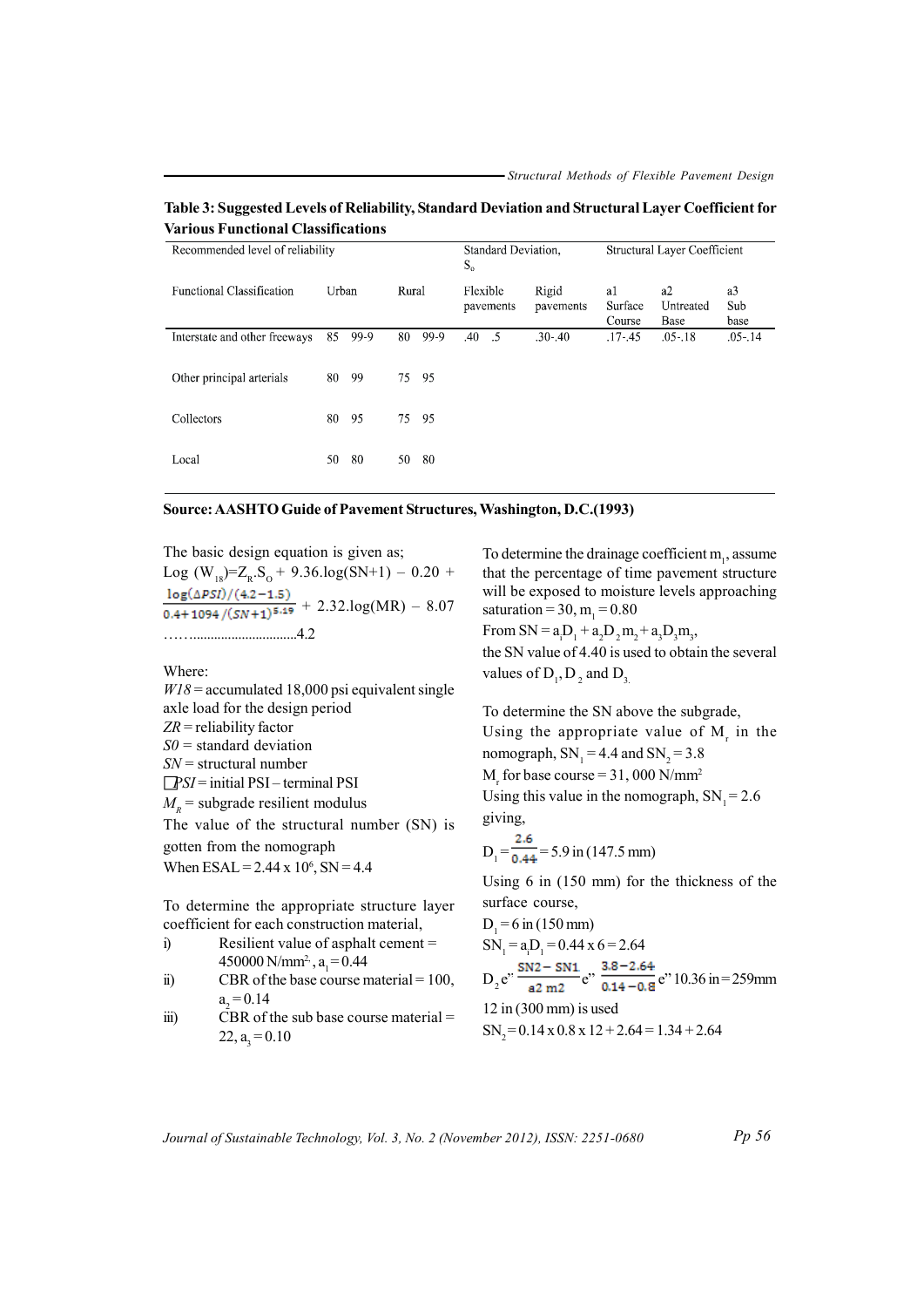**Table 3: Suggested Levels of Reliability, Standard Deviation and Structural Layer Coefficient for Various Functional Classifications**

| Recommended level of reliability | | | | | Standard Deviation, $S_o$ | | Structural Layer Coefficient | | |
|---|---|---|---|---|---|---|---|---|---|
| Functional Classification | Urban | | Rural | | Flexible pavements | Rigid pavements | a1 Surface Course | a2 Untreated Base | a3 Sub base |
| Interstate and other freeways | 85 | 99-9 | 80 | 99-9 | .40 .5 | .30-.40 | .17-.45 | .05-.18 | .05-.14 |
| Other principal arterials | 80 | 99 | 75 | 95 | | | | | |
| Collectors | 80 | 95 | 75 | 95 | | | | | |
| Local | 50 | 80 | 50 | 80 | | | | | |

**Source: AASHTO Guide of Pavement Structures, Washington, D.C.(1993)**

The basic design equation is given as;

$$\text{Log}(W_{18}) = Z_R.S_O + 9.36.\log(SN+1) - 0.20 + \frac{\log(\Delta PSI)/(4.2-1.5)}{0.4+1094/(SN+1)^{5.19}} + 2.32.\log(MR) - 8.07 \quad \text{……4.2}$$

Where:

*W18* = accumulated 18,000 psi equivalent single axle load for the design period

*ZR* = reliability factor

*S0* = standard deviation

*SN* = structural number

*PSI* = initial PSI – terminal PSI

$M_R$ = subgrade resilient modulus

The value of the structural number (SN) is gotten from the nomograph

When ESAL = 2.44 x $10^6$, SN = 4.4

To determine the appropriate structure layer coefficient for each construction material,

i) Resilient value of asphalt cement = 450000 N/mm$^2$, $a_1$ = 0.44
ii) CBR of the base course material = 100, $a_2$ = 0.14
iii) CBR of the sub base course material = 22, $a_3$ = 0.10

To determine the drainage coefficient $m_1$, assume that the percentage of time pavement structure will be exposed to moisture levels approaching saturation = 30, $m_1$ = 0.80

From $SN = a_1D_1 + a_2D_2m_2 + a_3D_3m_3$,

the SN value of 4.40 is used to obtain the several values of $D_1$, $D_2$ and $D_3$.

To determine the SN above the subgrade,

Using the appropriate value of $M_r$ in the nomograph, $SN_1$ = 4.4 and $SN_2$ = 3.8

$M_r$ for base course = 31, 000 N/mm$^2$

Using this value in the nomograph, $SN_1$ = 2.6 giving,

$$D_1 = \frac{2.6}{0.44} = 5.9 \text{ in } (147.5 \text{ mm})$$

Using 6 in (150 mm) for the thickness of the surface course,

$D_1$ = 6 in (150 mm)

$SN_1 = a_1D_1 = 0.44 \times 6 = 2.64$

$$D_2 \text{ e" } \frac{SN2 - SN1}{a2\ m2} \text{ e" } \frac{3.8-2.64}{0.14-0.8} \text{ e" } 10.36 \text{ in} = 259\text{mm}$$

12 in (300 mm) is used

$SN_2 = 0.14 \times 0.8 \times 12 + 2.64 = 1.34 + 2.64$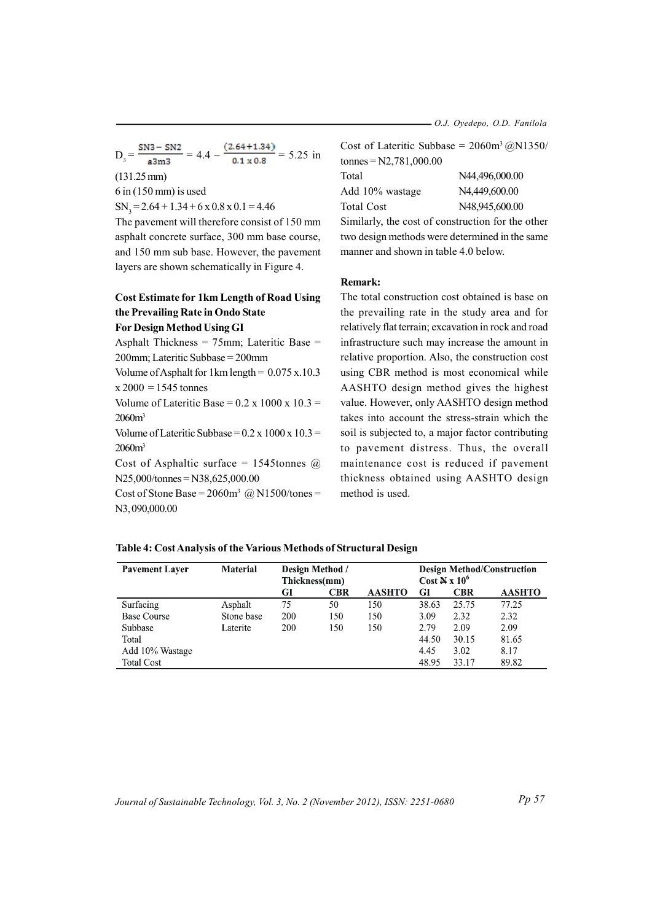$D_3 = \frac{SN3 - SN2}{a3m3} = 4.4 - \frac{(2.64+1.34)}{0.1 \times 0.8} = 5.25$ in (131.25 mm)

6 in (150 mm) is used

$SN_3 = 2.64 + 1.34 + 6 \times 0.8 \times 0.1 = 4.46$

The pavement will therefore consist of 150 mm asphalt concrete surface, 300 mm base course, and 150 mm sub base. However, the pavement layers are shown schematically in Figure 4.

**Cost Estimate for 1km Length of Road Using the Prevailing Rate in Ondo State**

**For Design Method Using GI**

Asphalt Thickness = 75mm; Lateritic Base = 200mm; Lateritic Subbase = 200mm

Volume of Asphalt for 1km length = 0.075 x.10.3 x 2000 = 1545 tonnes

Volume of Lateritic Base = 0.2 x 1000 x 10.3 = 2060m$^3$

Volume of Lateritic Subbase = 0.2 x 1000 x 10.3 = 2060m$^3$

Cost of Asphaltic surface = 1545tonnes @ N25,000/tonnes = N38,625,000.00

Cost of Stone Base = 2060m$^3$ @ N1500/tones = N3, 090,000.00

Cost of Lateritic Subbase = 2060m$^3$ @N1350/ tonnes = N2,781,000.00

| | |
|---|---|
| Total | N44,496,000.00 |
| Add 10% wastage | N4,449,600.00 |
| Total Cost | N48,945,600.00 |

Similarly, the cost of construction for the other two design methods were determined in the same manner and shown in table 4.0 below.

**Remark:**

The total construction cost obtained is base on the prevailing rate in the study area and for relatively flat terrain; excavation in rock and road infrastructure such may increase the amount in relative proportion. Also, the construction cost using CBR method is most economical while AASHTO design method gives the highest value. However, only AASHTO design method takes into account the stress-strain which the soil is subjected to, a major factor contributing to pavement distress. Thus, the overall maintenance cost is reduced if pavement thickness obtained using AASHTO design method is used.

**Table 4: Cost Analysis of the Various Methods of Structural Design**

| Pavement Layer | Material | Design Method / Thickness(mm) | | | Design Method/Construction Cost ₦ x $10^6$ | | |
|---|---|---|---|---|---|---|---|
| | | GI | CBR | AASHTO | GI | CBR | AASHTO |
| Surfacing | Asphalt | 75 | 50 | 150 | 38.63 | 25.75 | 77.25 |
| Base Course | Stone base | 200 | 150 | 150 | 3.09 | 2.32 | 2.32 |
| Subbase | Laterite | 200 | 150 | 150 | 2.79 | 2.09 | 2.09 |
| Total | | | | | 44.50 | 30.15 | 81.65 |
| Add 10% Wastage | | | | | 4.45 | 3.02 | 8.17 |
| Total Cost | | | | | 48.95 | 33.17 | 89.82 |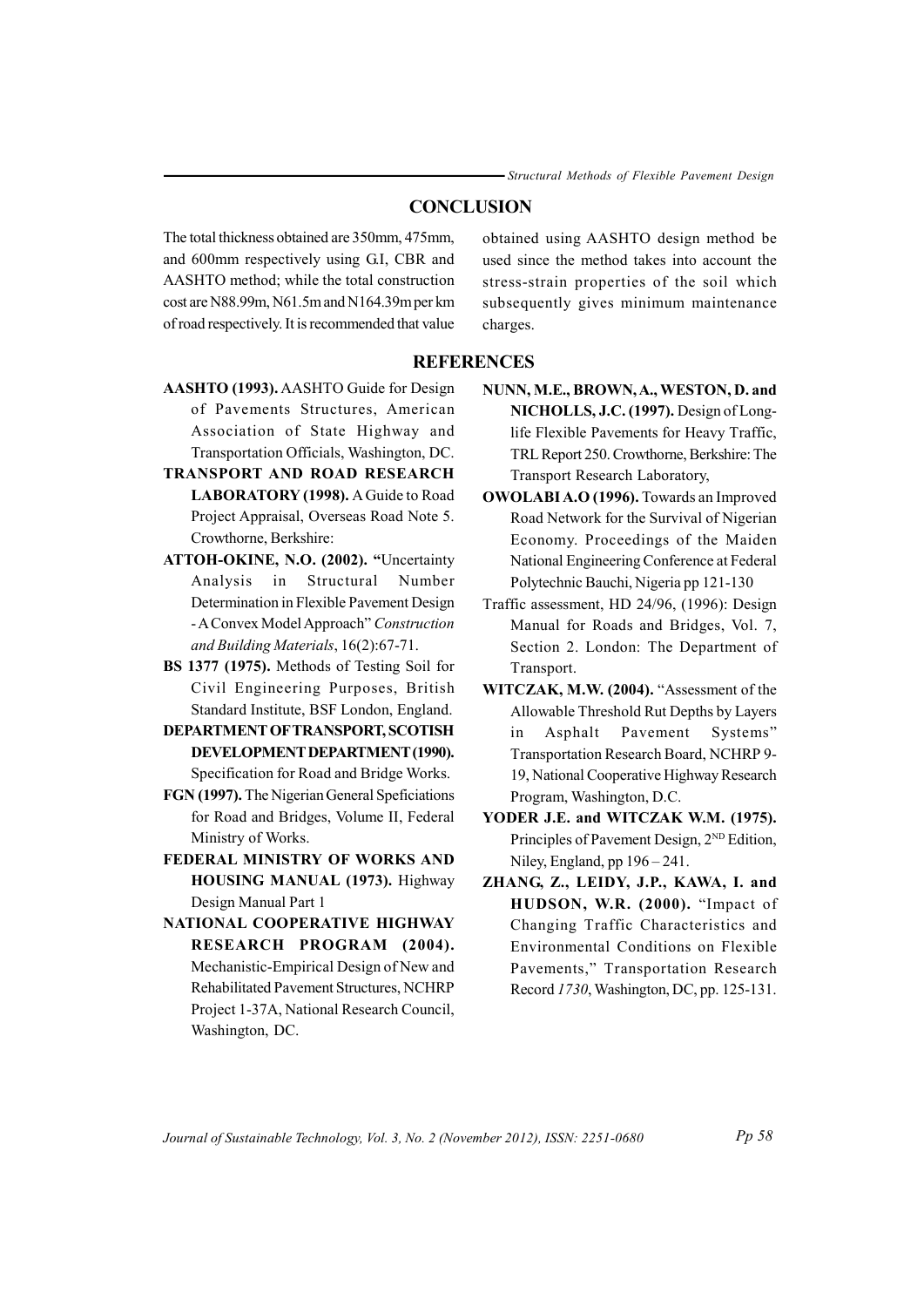## CONCLUSION

The total thickness obtained are 350mm, 475mm, and 600mm respectively using G.I, CBR and AASHTO method; while the total construction cost are N88.99m, N61.5m and N164.39m per km of road respectively. It is recommended that value obtained using AASHTO design method be used since the method takes into account the stress-strain properties of the soil which subsequently gives minimum maintenance charges.

## REFERENCES

**AASHTO (1993).** AASHTO Guide for Design of Pavements Structures, American Association of State Highway and Transportation Officials, Washington, DC.

**TRANSPORT AND ROAD RESEARCH LABORATORY (1998).** A Guide to Road Project Appraisal, Overseas Road Note 5. Crowthorne, Berkshire:

**ATTOH-OKINE, N.O. (2002).** "Uncertainty Analysis in Structural Number Determination in Flexible Pavement Design - A Convex Model Approach" *Construction and Building Materials*, 16(2):67-71.

**BS 1377 (1975).** Methods of Testing Soil for Civil Engineering Purposes, British Standard Institute, BSF London, England.

**DEPARTMENT OF TRANSPORT, SCOTISH DEVELOPMENT DEPARTMENT (1990).** Specification for Road and Bridge Works.

**FGN (1997).** The Nigerian General Speficiations for Road and Bridges, Volume II, Federal Ministry of Works.

**FEDERAL MINISTRY OF WORKS AND HOUSING MANUAL (1973).** Highway Design Manual Part 1

**NATIONAL COOPERATIVE HIGHWAY RESEARCH PROGRAM (2004).** Mechanistic-Empirical Design of New and Rehabilitated Pavement Structures, NCHRP Project 1-37A, National Research Council, Washington, DC.

**NUNN, M.E., BROWN, A., WESTON, D. and NICHOLLS, J.C. (1997).** Design of Long-life Flexible Pavements for Heavy Traffic, TRL Report 250. Crowthorne, Berkshire: The Transport Research Laboratory,

**OWOLABI A.O (1996).** Towards an Improved Road Network for the Survival of Nigerian Economy. Proceedings of the Maiden National Engineering Conference at Federal Polytechnic Bauchi, Nigeria pp 121-130

Traffic assessment, HD 24/96, (1996): Design Manual for Roads and Bridges, Vol. 7, Section 2. London: The Department of Transport.

**WITCZAK, M.W. (2004).** "Assessment of the Allowable Threshold Rut Depths by Layers in Asphalt Pavement Systems" Transportation Research Board, NCHRP 9-19, National Cooperative Highway Research Program, Washington, D.C.

**YODER J.E. and WITCZAK W.M. (1975).** Principles of Pavement Design, 2ND Edition, Niley, England, pp 196 – 241.

**ZHANG, Z., LEIDY, J.P., KAWA, I. and HUDSON, W.R. (2000).** "Impact of Changing Traffic Characteristics and Environmental Conditions on Flexible Pavements," Transportation Research Record *1730*, Washington, DC, pp. 125-131.